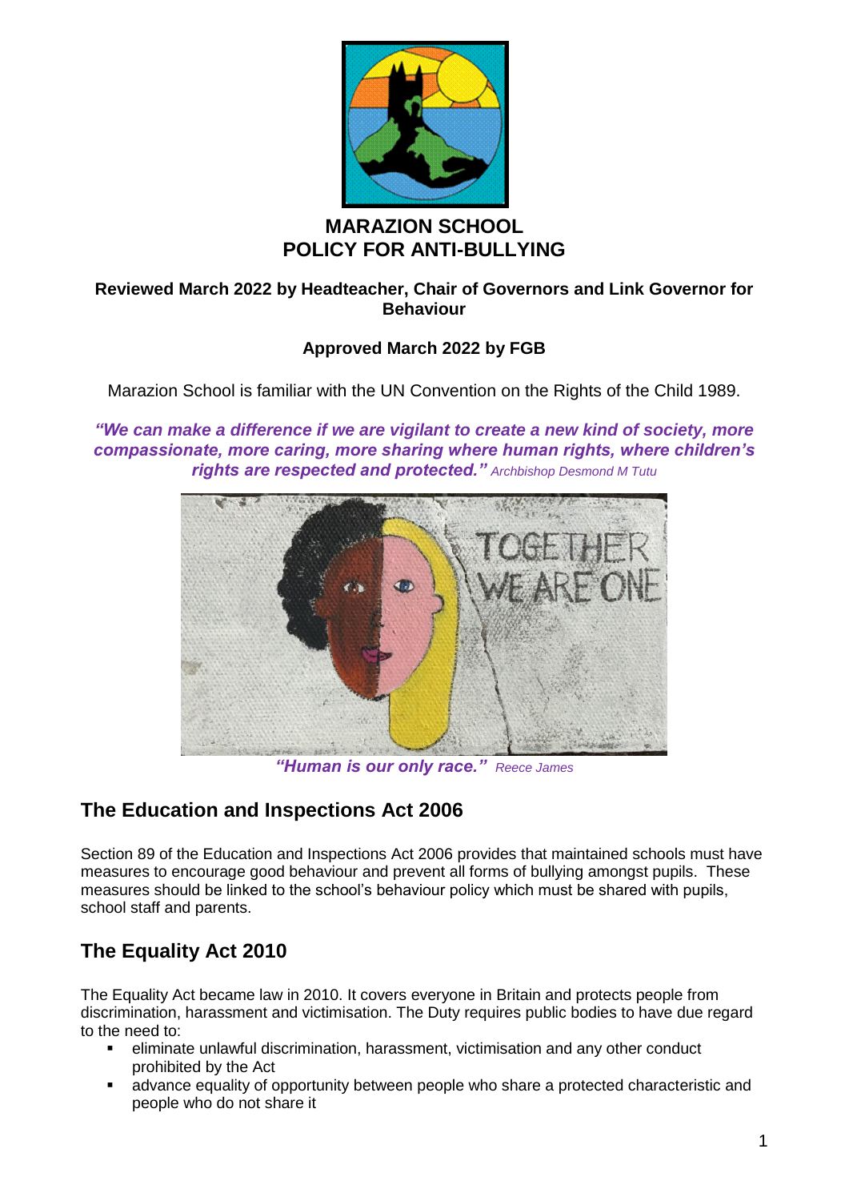# MARAZION SCHOOL
# POLICY FOR ANTI-BULLYING

**Reviewed March 2022 by Headteacher, Chair of Governors and Link Governor for Behaviour**

**Approved March 2022 by FGB**

Marazion School is familiar with the UN Convention on the Rights of the Child 1989.

***"We can make a difference if we are vigilant to create a new kind of society, more compassionate, more caring, more sharing where human rights, where children's rights are respected and protected."*** *Archbishop Desmond M Tutu*

***"Human is our only race."*** *Reece James*

## The Education and Inspections Act 2006

Section 89 of the Education and Inspections Act 2006 provides that maintained schools must have measures to encourage good behaviour and prevent all forms of bullying amongst pupils. These measures should be linked to the school's behaviour policy which must be shared with pupils, school staff and parents.

## The Equality Act 2010

The Equality Act became law in 2010. It covers everyone in Britain and protects people from discrimination, harassment and victimisation. The Duty requires public bodies to have due regard to the need to:

- eliminate unlawful discrimination, harassment, victimisation and any other conduct prohibited by the Act
- advance equality of opportunity between people who share a protected characteristic and people who do not share it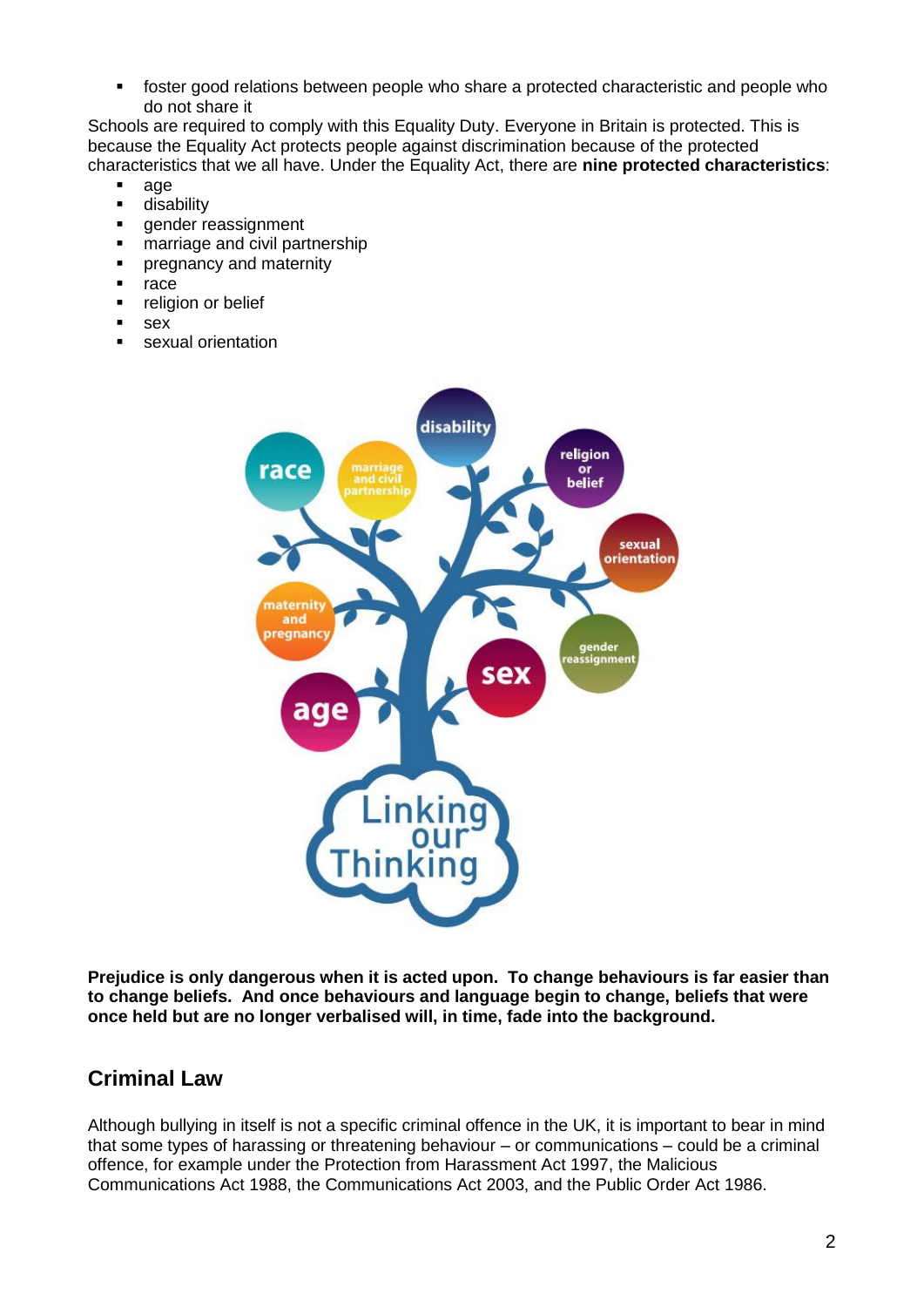- foster good relations between people who share a protected characteristic and people who do not share it

Schools are required to comply with this Equality Duty. Everyone in Britain is protected. This is because the Equality Act protects people against discrimination because of the protected characteristics that we all have. Under the Equality Act, there are **nine protected characteristics**:

- age
- disability
- gender reassignment
- marriage and civil partnership
- pregnancy and maternity
- race
- religion or belief
- sex
- sexual orientation

**Prejudice is only dangerous when it is acted upon. To change behaviours is far easier than to change beliefs. And once behaviours and language begin to change, beliefs that were once held but are no longer verbalised will, in time, fade into the background.**

## Criminal Law

Although bullying in itself is not a specific criminal offence in the UK, it is important to bear in mind that some types of harassing or threatening behaviour – or communications – could be a criminal offence, for example under the Protection from Harassment Act 1997, the Malicious Communications Act 1988, the Communications Act 2003, and the Public Order Act 1986.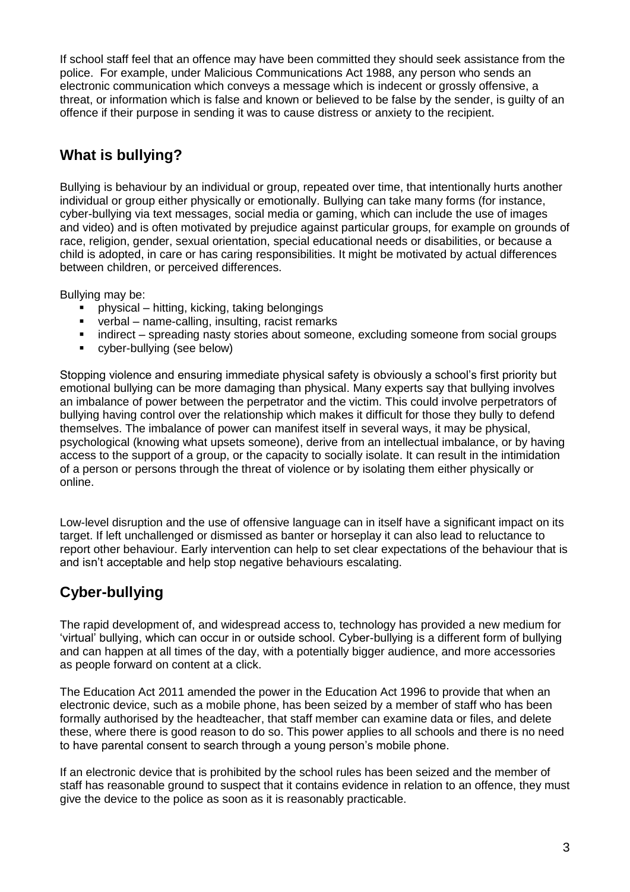If school staff feel that an offence may have been committed they should seek assistance from the police. For example, under Malicious Communications Act 1988, any person who sends an electronic communication which conveys a message which is indecent or grossly offensive, a threat, or information which is false and known or believed to be false by the sender, is guilty of an offence if their purpose in sending it was to cause distress or anxiety to the recipient.

## What is bullying?

Bullying is behaviour by an individual or group, repeated over time, that intentionally hurts another individual or group either physically or emotionally. Bullying can take many forms (for instance, cyber-bullying via text messages, social media or gaming, which can include the use of images and video) and is often motivated by prejudice against particular groups, for example on grounds of race, religion, gender, sexual orientation, special educational needs or disabilities, or because a child is adopted, in care or has caring responsibilities. It might be motivated by actual differences between children, or perceived differences.

Bullying may be:

- physical – hitting, kicking, taking belongings
- verbal – name-calling, insulting, racist remarks
- indirect – spreading nasty stories about someone, excluding someone from social groups
- cyber-bullying (see below)

Stopping violence and ensuring immediate physical safety is obviously a school's first priority but emotional bullying can be more damaging than physical. Many experts say that bullying involves an imbalance of power between the perpetrator and the victim. This could involve perpetrators of bullying having control over the relationship which makes it difficult for those they bully to defend themselves. The imbalance of power can manifest itself in several ways, it may be physical, psychological (knowing what upsets someone), derive from an intellectual imbalance, or by having access to the support of a group, or the capacity to socially isolate. It can result in the intimidation of a person or persons through the threat of violence or by isolating them either physically or online.

Low-level disruption and the use of offensive language can in itself have a significant impact on its target. If left unchallenged or dismissed as banter or horseplay it can also lead to reluctance to report other behaviour. Early intervention can help to set clear expectations of the behaviour that is and isn't acceptable and help stop negative behaviours escalating.

## Cyber-bullying

The rapid development of, and widespread access to, technology has provided a new medium for 'virtual' bullying, which can occur in or outside school. Cyber-bullying is a different form of bullying and can happen at all times of the day, with a potentially bigger audience, and more accessories as people forward on content at a click.

The Education Act 2011 amended the power in the Education Act 1996 to provide that when an electronic device, such as a mobile phone, has been seized by a member of staff who has been formally authorised by the headteacher, that staff member can examine data or files, and delete these, where there is good reason to do so. This power applies to all schools and there is no need to have parental consent to search through a young person's mobile phone.

If an electronic device that is prohibited by the school rules has been seized and the member of staff has reasonable ground to suspect that it contains evidence in relation to an offence, they must give the device to the police as soon as it is reasonably practicable.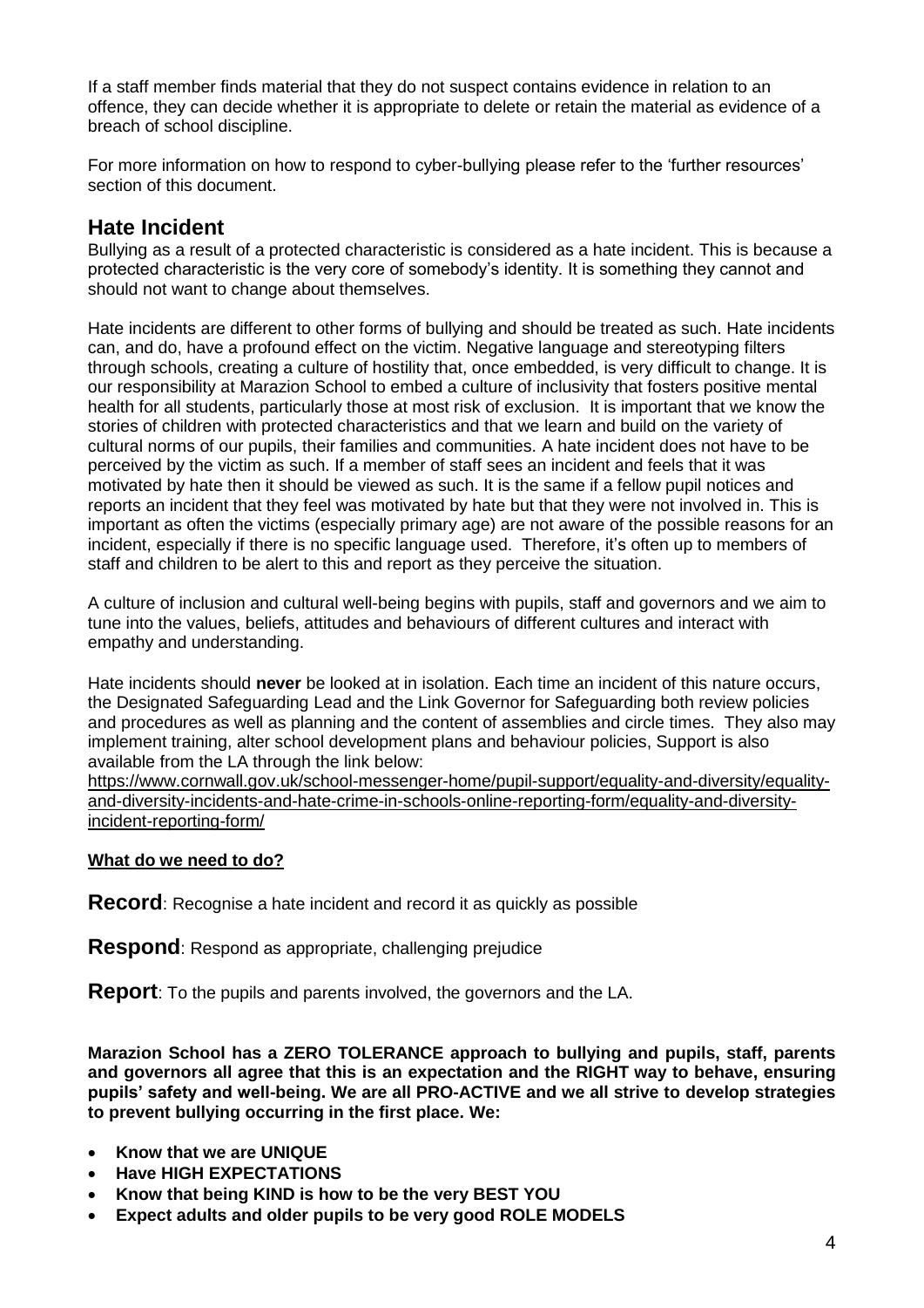If a staff member finds material that they do not suspect contains evidence in relation to an offence, they can decide whether it is appropriate to delete or retain the material as evidence of a breach of school discipline.

For more information on how to respond to cyber-bullying please refer to the 'further resources' section of this document.

## Hate Incident

Bullying as a result of a protected characteristic is considered as a hate incident. This is because a protected characteristic is the very core of somebody's identity. It is something they cannot and should not want to change about themselves.

Hate incidents are different to other forms of bullying and should be treated as such. Hate incidents can, and do, have a profound effect on the victim. Negative language and stereotyping filters through schools, creating a culture of hostility that, once embedded, is very difficult to change. It is our responsibility at Marazion School to embed a culture of inclusivity that fosters positive mental health for all students, particularly those at most risk of exclusion. It is important that we know the stories of children with protected characteristics and that we learn and build on the variety of cultural norms of our pupils, their families and communities. A hate incident does not have to be perceived by the victim as such. If a member of staff sees an incident and feels that it was motivated by hate then it should be viewed as such. It is the same if a fellow pupil notices and reports an incident that they feel was motivated by hate but that they were not involved in. This is important as often the victims (especially primary age) are not aware of the possible reasons for an incident, especially if there is no specific language used. Therefore, it's often up to members of staff and children to be alert to this and report as they perceive the situation.

A culture of inclusion and cultural well-being begins with pupils, staff and governors and we aim to tune into the values, beliefs, attitudes and behaviours of different cultures and interact with empathy and understanding.

Hate incidents should **never** be looked at in isolation. Each time an incident of this nature occurs, the Designated Safeguarding Lead and the Link Governor for Safeguarding both review policies and procedures as well as planning and the content of assemblies and circle times. They also may implement training, alter school development plans and behaviour policies, Support is also available from the LA through the link below:
https://www.cornwall.gov.uk/school-messenger-home/pupil-support/equality-and-diversity/equality-and-diversity-incidents-and-hate-crime-in-schools-online-reporting-form/equality-and-diversity-incident-reporting-form/

**What do we need to do?**

**Record**: Recognise a hate incident and record it as quickly as possible

**Respond**: Respond as appropriate, challenging prejudice

**Report**: To the pupils and parents involved, the governors and the LA.

**Marazion School has a ZERO TOLERANCE approach to bullying and pupils, staff, parents and governors all agree that this is an expectation and the RIGHT way to behave, ensuring pupils' safety and well-being. We are all PRO-ACTIVE and we all strive to develop strategies to prevent bullying occurring in the first place. We:**

- **Know that we are UNIQUE**
- **Have HIGH EXPECTATIONS**
- **Know that being KIND is how to be the very BEST YOU**
- **Expect adults and older pupils to be very good ROLE MODELS**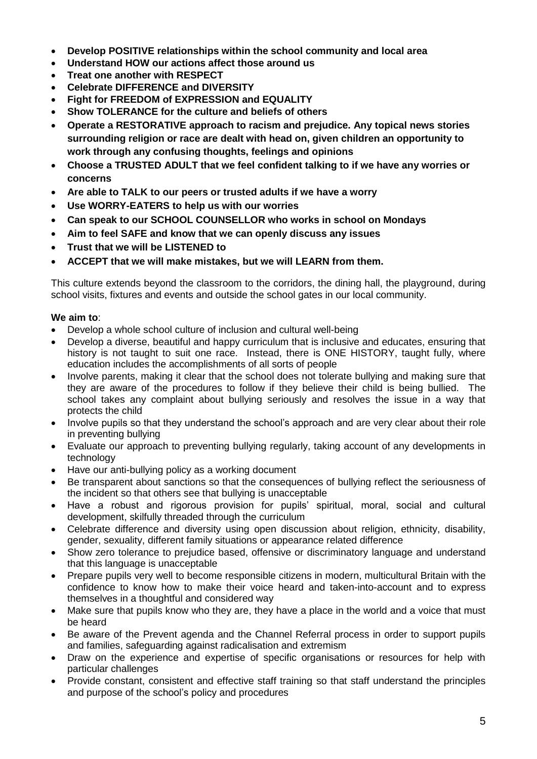- **Develop POSITIVE relationships within the school community and local area**
- **Understand HOW our actions affect those around us**
- **Treat one another with RESPECT**
- **Celebrate DIFFERENCE and DIVERSITY**
- **Fight for FREEDOM of EXPRESSION and EQUALITY**
- **Show TOLERANCE for the culture and beliefs of others**
- **Operate a RESTORATIVE approach to racism and prejudice. Any topical news stories surrounding religion or race are dealt with head on, given children an opportunity to work through any confusing thoughts, feelings and opinions**
- **Choose a TRUSTED ADULT that we feel confident talking to if we have any worries or concerns**
- **Are able to TALK to our peers or trusted adults if we have a worry**
- **Use WORRY-EATERS to help us with our worries**
- **Can speak to our SCHOOL COUNSELLOR who works in school on Mondays**
- **Aim to feel SAFE and know that we can openly discuss any issues**
- **Trust that we will be LISTENED to**
- **ACCEPT that we will make mistakes, but we will LEARN from them.**

This culture extends beyond the classroom to the corridors, the dining hall, the playground, during school visits, fixtures and events and outside the school gates in our local community.

**We aim to**:

- Develop a whole school culture of inclusion and cultural well-being
- Develop a diverse, beautiful and happy curriculum that is inclusive and educates, ensuring that history is not taught to suit one race. Instead, there is ONE HISTORY, taught fully, where education includes the accomplishments of all sorts of people
- Involve parents, making it clear that the school does not tolerate bullying and making sure that they are aware of the procedures to follow if they believe their child is being bullied. The school takes any complaint about bullying seriously and resolves the issue in a way that protects the child
- Involve pupils so that they understand the school's approach and are very clear about their role in preventing bullying
- Evaluate our approach to preventing bullying regularly, taking account of any developments in technology
- Have our anti-bullying policy as a working document
- Be transparent about sanctions so that the consequences of bullying reflect the seriousness of the incident so that others see that bullying is unacceptable
- Have a robust and rigorous provision for pupils' spiritual, moral, social and cultural development, skilfully threaded through the curriculum
- Celebrate difference and diversity using open discussion about religion, ethnicity, disability, gender, sexuality, different family situations or appearance related difference
- Show zero tolerance to prejudice based, offensive or discriminatory language and understand that this language is unacceptable
- Prepare pupils very well to become responsible citizens in modern, multicultural Britain with the confidence to know how to make their voice heard and taken-into-account and to express themselves in a thoughtful and considered way
- Make sure that pupils know who they are, they have a place in the world and a voice that must be heard
- Be aware of the Prevent agenda and the Channel Referral process in order to support pupils and families, safeguarding against radicalisation and extremism
- Draw on the experience and expertise of specific organisations or resources for help with particular challenges
- Provide constant, consistent and effective staff training so that staff understand the principles and purpose of the school's policy and procedures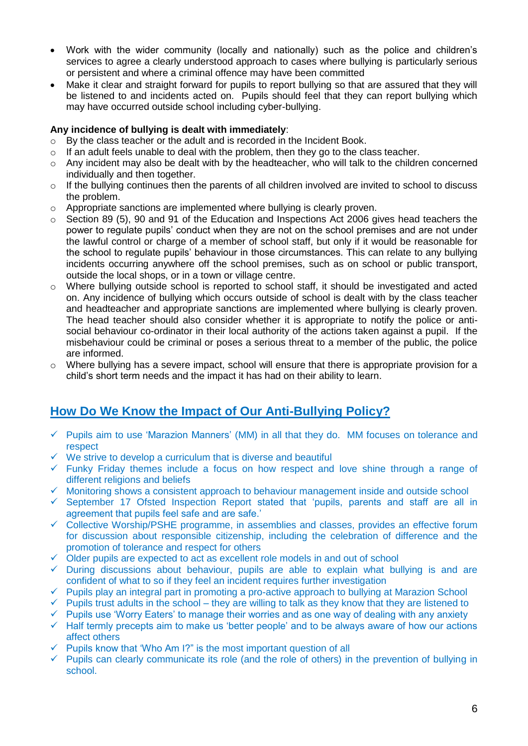- Work with the wider community (locally and nationally) such as the police and children's services to agree a clearly understood approach to cases where bullying is particularly serious or persistent and where a criminal offence may have been committed
- Make it clear and straight forward for pupils to report bullying so that are assured that they will be listened to and incidents acted on. Pupils should feel that they can report bullying which may have occurred outside school including cyber-bullying.

**Any incidence of bullying is dealt with immediately**:

- By the class teacher or the adult and is recorded in the Incident Book.
- If an adult feels unable to deal with the problem, then they go to the class teacher.
- Any incident may also be dealt with by the headteacher, who will talk to the children concerned individually and then together.
- If the bullying continues then the parents of all children involved are invited to school to discuss the problem.
- Appropriate sanctions are implemented where bullying is clearly proven.
- Section 89 (5), 90 and 91 of the Education and Inspections Act 2006 gives head teachers the power to regulate pupils' conduct when they are not on the school premises and are not under the lawful control or charge of a member of school staff, but only if it would be reasonable for the school to regulate pupils' behaviour in those circumstances. This can relate to any bullying incidents occurring anywhere off the school premises, such as on school or public transport, outside the local shops, or in a town or village centre.
- Where bullying outside school is reported to school staff, it should be investigated and acted on. Any incidence of bullying which occurs outside of school is dealt with by the class teacher and headteacher and appropriate sanctions are implemented where bullying is clearly proven. The head teacher should also consider whether it is appropriate to notify the police or anti-social behaviour co-ordinator in their local authority of the actions taken against a pupil. If the misbehaviour could be criminal or poses a serious threat to a member of the public, the police are informed.
- Where bullying has a severe impact, school will ensure that there is appropriate provision for a child's short term needs and the impact it has had on their ability to learn.

## How Do We Know the Impact of Our Anti-Bullying Policy?

- ✓ Pupils aim to use 'Marazion Manners' (MM) in all that they do. MM focuses on tolerance and respect
- ✓ We strive to develop a curriculum that is diverse and beautiful
- ✓ Funky Friday themes include a focus on how respect and love shine through a range of different religions and beliefs
- ✓ Monitoring shows a consistent approach to behaviour management inside and outside school
- ✓ September 17 Ofsted Inspection Report stated that 'pupils, parents and staff are all in agreement that pupils feel safe and are safe.'
- ✓ Collective Worship/PSHE programme, in assemblies and classes, provides an effective forum for discussion about responsible citizenship, including the celebration of difference and the promotion of tolerance and respect for others
- ✓ Older pupils are expected to act as excellent role models in and out of school
- ✓ During discussions about behaviour, pupils are able to explain what bullying is and are confident of what to so if they feel an incident requires further investigation
- ✓ Pupils play an integral part in promoting a pro-active approach to bullying at Marazion School
- ✓ Pupils trust adults in the school – they are willing to talk as they know that they are listened to
- ✓ Pupils use 'Worry Eaters' to manage their worries and as one way of dealing with any anxiety
- ✓ Half termly precepts aim to make us 'better people' and to be always aware of how our actions affect others
- ✓ Pupils know that 'Who Am I?" is the most important question of all
- ✓ Pupils can clearly communicate its role (and the role of others) in the prevention of bullying in school.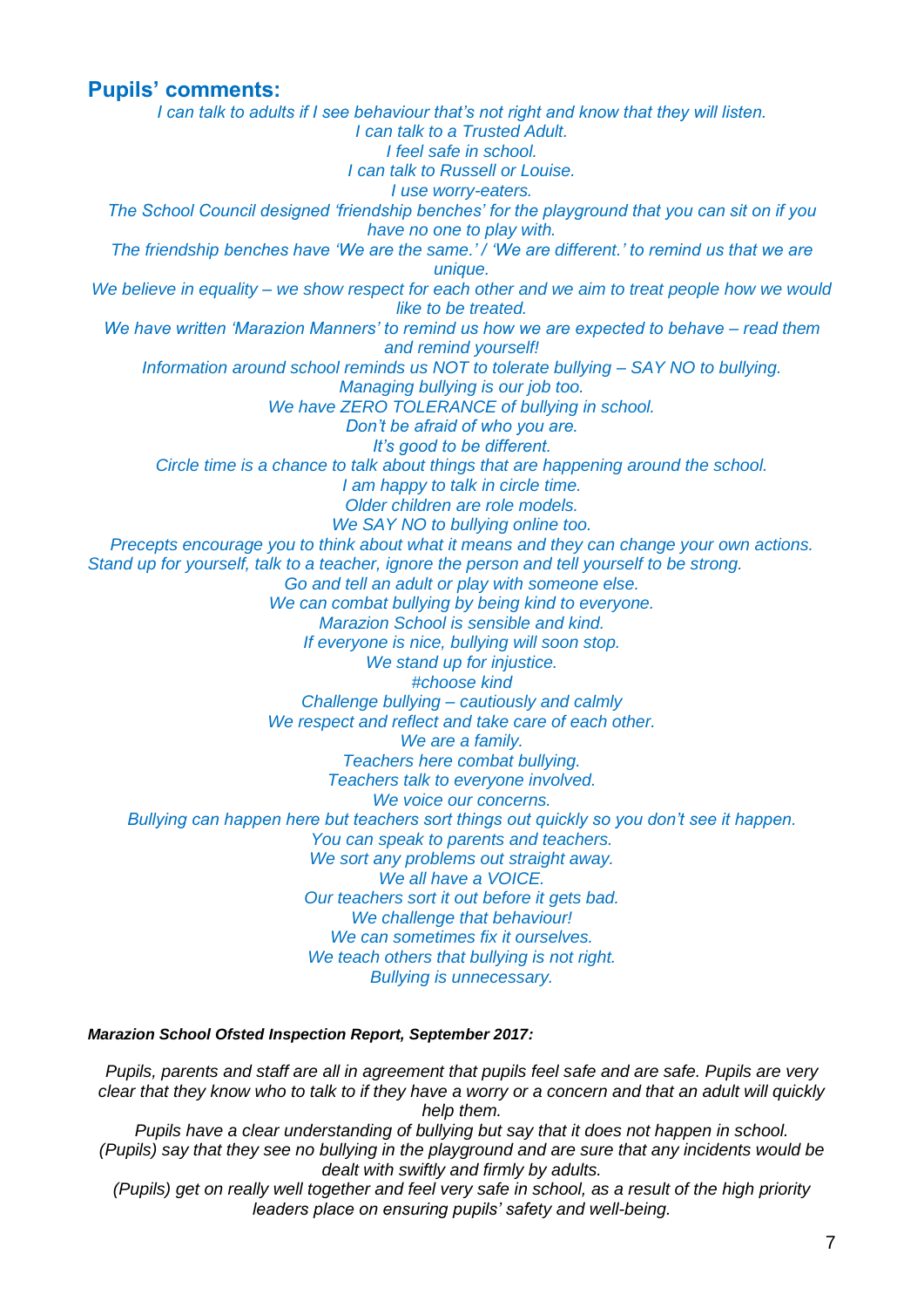## Pupils' comments:

*I can talk to adults if I see behaviour that's not right and know that they will listen.*
*I can talk to a Trusted Adult.*
*I feel safe in school.*
*I can talk to Russell or Louise.*
*I use worry-eaters.*
*The School Council designed 'friendship benches' for the playground that you can sit on if you have no one to play with.*
*The friendship benches have 'We are the same.' / 'We are different.' to remind us that we are unique.*
*We believe in equality – we show respect for each other and we aim to treat people how we would like to be treated.*
*We have written 'Marazion Manners' to remind us how we are expected to behave – read them and remind yourself!*
*Information around school reminds us NOT to tolerate bullying – SAY NO to bullying.*
*Managing bullying is our job too.*
*We have ZERO TOLERANCE of bullying in school.*
*Don't be afraid of who you are.*
*It's good to be different.*
*Circle time is a chance to talk about things that are happening around the school.*
*I am happy to talk in circle time.*
*Older children are role models.*
*We SAY NO to bullying online too.*
*Precepts encourage you to think about what it means and they can change your own actions.*
*Stand up for yourself, talk to a teacher, ignore the person and tell yourself to be strong.*
*Go and tell an adult or play with someone else.*
*We can combat bullying by being kind to everyone.*
*Marazion School is sensible and kind.*
*If everyone is nice, bullying will soon stop.*
*We stand up for injustice.*
*#choose kind*
*Challenge bullying – cautiously and calmly*
*We respect and reflect and take care of each other.*
*We are a family.*
*Teachers here combat bullying.*
*Teachers talk to everyone involved.*
*We voice our concerns.*
*Bullying can happen here but teachers sort things out quickly so you don't see it happen.*
*You can speak to parents and teachers.*
*We sort any problems out straight away.*
*We all have a VOICE.*
*Our teachers sort it out before it gets bad.*
*We challenge that behaviour!*
*We can sometimes fix it ourselves.*
*We teach others that bullying is not right.*
*Bullying is unnecessary.*

***Marazion School Ofsted Inspection Report, September 2017:***

*Pupils, parents and staff are all in agreement that pupils feel safe and are safe. Pupils are very clear that they know who to talk to if they have a worry or a concern and that an adult will quickly help them.*
*Pupils have a clear understanding of bullying but say that it does not happen in school.*
*(Pupils) say that they see no bullying in the playground and are sure that any incidents would be dealt with swiftly and firmly by adults.*
*(Pupils) get on really well together and feel very safe in school, as a result of the high priority leaders place on ensuring pupils' safety and well-being.*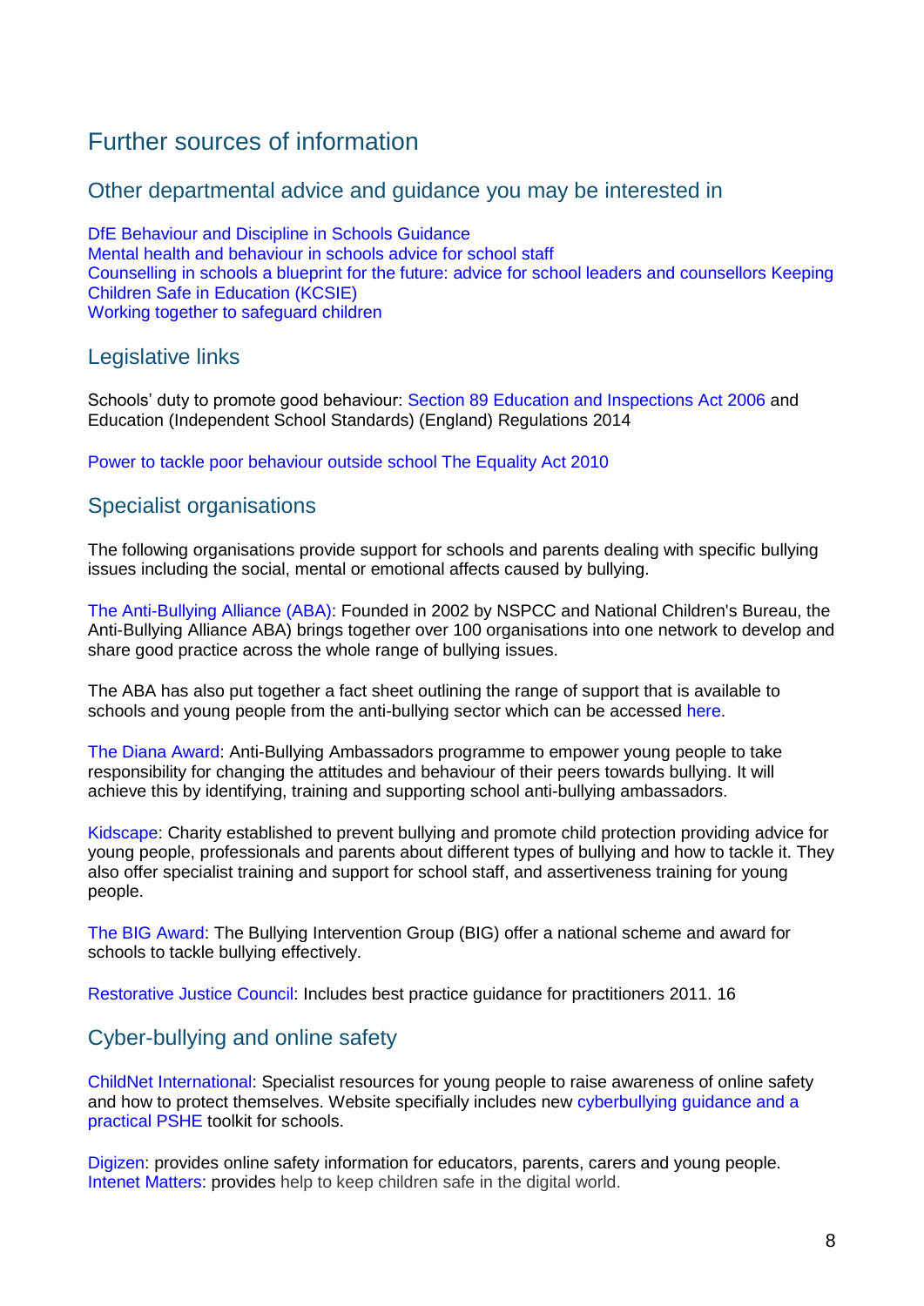# Further sources of information

## Other departmental advice and guidance you may be interested in

DfE Behaviour and Discipline in Schools Guidance
Mental health and behaviour in schools advice for school staff
Counselling in schools a blueprint for the future: advice for school leaders and counsellors Keeping Children Safe in Education (KCSIE)
Working together to safeguard children

## Legislative links

Schools' duty to promote good behaviour: Section 89 Education and Inspections Act 2006 and Education (Independent School Standards) (England) Regulations 2014

Power to tackle poor behaviour outside school The Equality Act 2010

## Specialist organisations

The following organisations provide support for schools and parents dealing with specific bullying issues including the social, mental or emotional affects caused by bullying.

The Anti-Bullying Alliance (ABA): Founded in 2002 by NSPCC and National Children's Bureau, the Anti-Bullying Alliance ABA) brings together over 100 organisations into one network to develop and share good practice across the whole range of bullying issues.

The ABA has also put together a fact sheet outlining the range of support that is available to schools and young people from the anti-bullying sector which can be accessed here.

The Diana Award: Anti-Bullying Ambassadors programme to empower young people to take responsibility for changing the attitudes and behaviour of their peers towards bullying. It will achieve this by identifying, training and supporting school anti-bullying ambassadors.

Kidscape: Charity established to prevent bullying and promote child protection providing advice for young people, professionals and parents about different types of bullying and how to tackle it. They also offer specialist training and support for school staff, and assertiveness training for young people.

The BIG Award: The Bullying Intervention Group (BIG) offer a national scheme and award for schools to tackle bullying effectively.

Restorative Justice Council: Includes best practice guidance for practitioners 2011. 16

## Cyber-bullying and online safety

ChildNet International: Specialist resources for young people to raise awareness of online safety and how to protect themselves. Website specifially includes new cyberbullying guidance and a practical PSHE toolkit for schools.

Digizen: provides online safety information for educators, parents, carers and young people.
Intenet Matters: provides help to keep children safe in the digital world.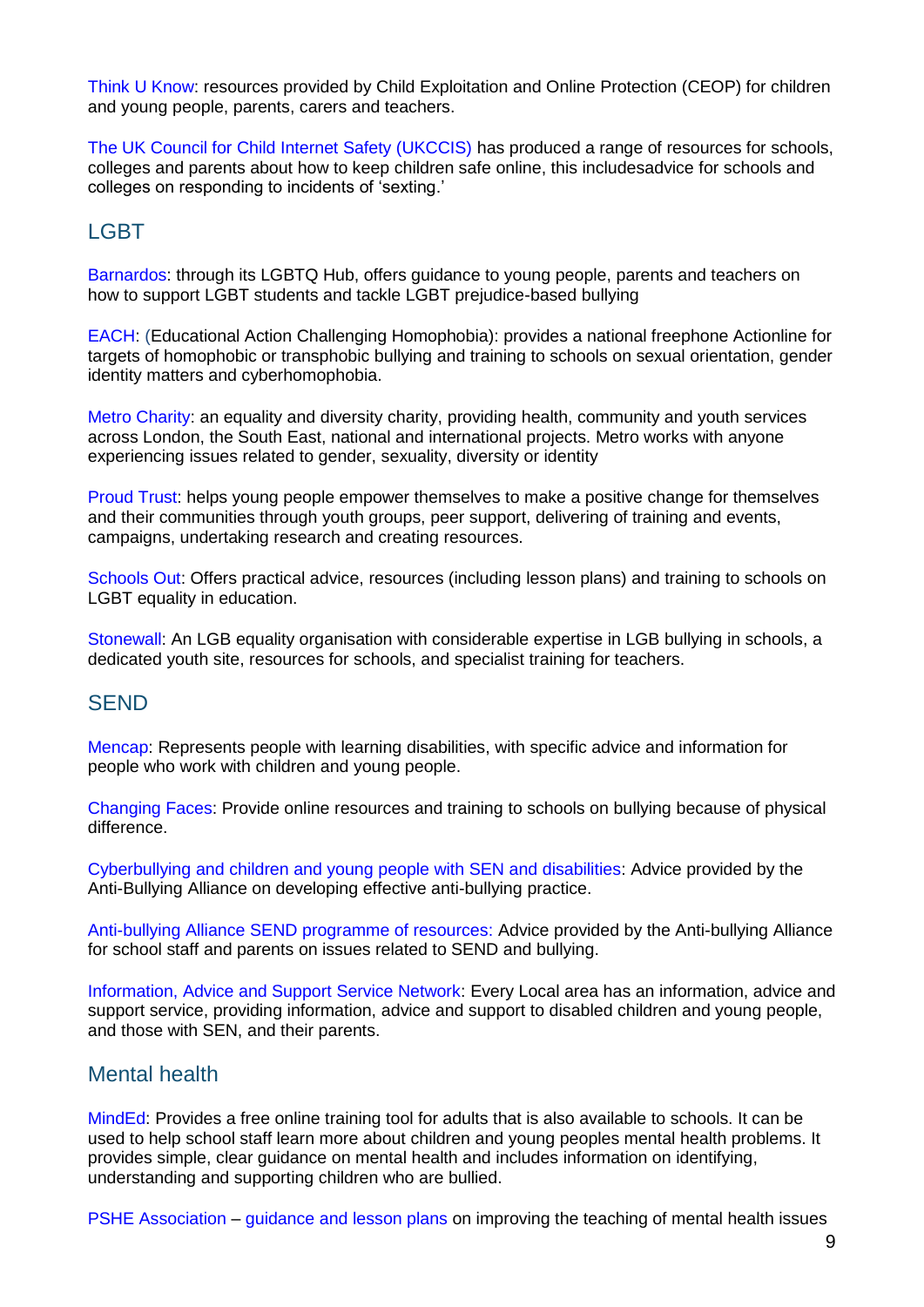Think U Know: resources provided by Child Exploitation and Online Protection (CEOP) for children and young people, parents, carers and teachers.

The UK Council for Child Internet Safety (UKCCIS) has produced a range of resources for schools, colleges and parents about how to keep children safe online, this includesadvice for schools and colleges on responding to incidents of 'sexting.'

## LGBT

Barnardos: through its LGBTQ Hub, offers guidance to young people, parents and teachers on how to support LGBT students and tackle LGBT prejudice-based bullying

EACH: (Educational Action Challenging Homophobia): provides a national freephone Actionline for targets of homophobic or transphobic bullying and training to schools on sexual orientation, gender identity matters and cyberhomophobia.

Metro Charity: an equality and diversity charity, providing health, community and youth services across London, the South East, national and international projects. Metro works with anyone experiencing issues related to gender, sexuality, diversity or identity

Proud Trust: helps young people empower themselves to make a positive change for themselves and their communities through youth groups, peer support, delivering of training and events, campaigns, undertaking research and creating resources.

Schools Out: Offers practical advice, resources (including lesson plans) and training to schools on LGBT equality in education.

Stonewall: An LGB equality organisation with considerable expertise in LGB bullying in schools, a dedicated youth site, resources for schools, and specialist training for teachers.

## SEND

Mencap: Represents people with learning disabilities, with specific advice and information for people who work with children and young people.

Changing Faces: Provide online resources and training to schools on bullying because of physical difference.

Cyberbullying and children and young people with SEN and disabilities: Advice provided by the Anti-Bullying Alliance on developing effective anti-bullying practice.

Anti-bullying Alliance SEND programme of resources: Advice provided by the Anti-bullying Alliance for school staff and parents on issues related to SEND and bullying.

Information, Advice and Support Service Network: Every Local area has an information, advice and support service, providing information, advice and support to disabled children and young people, and those with SEN, and their parents.

## Mental health

MindEd: Provides a free online training tool for adults that is also available to schools. It can be used to help school staff learn more about children and young peoples mental health problems. It provides simple, clear guidance on mental health and includes information on identifying, understanding and supporting children who are bullied.

PSHE Association – guidance and lesson plans on improving the teaching of mental health issues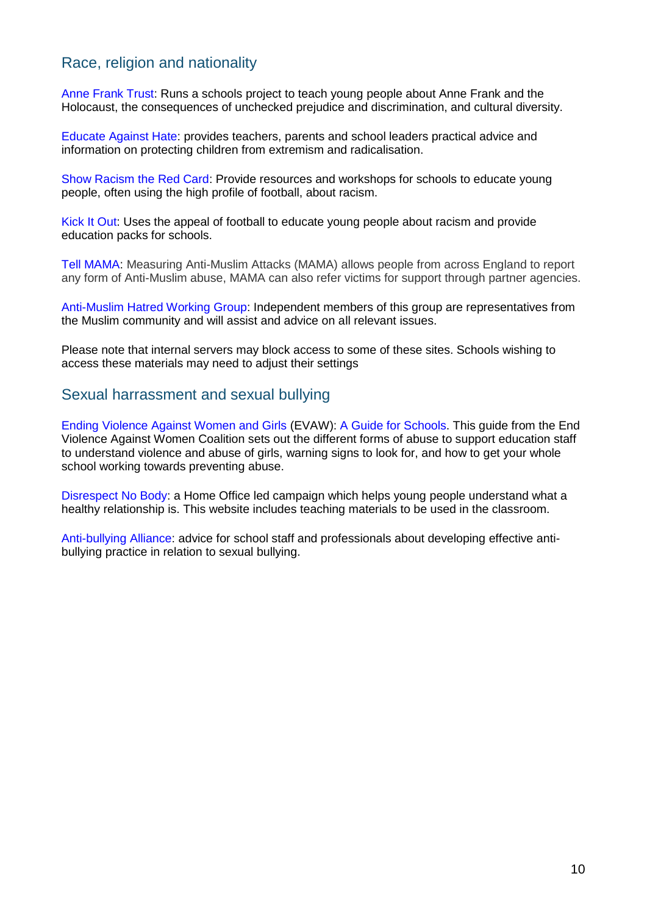## Race, religion and nationality

Anne Frank Trust: Runs a schools project to teach young people about Anne Frank and the Holocaust, the consequences of unchecked prejudice and discrimination, and cultural diversity.

Educate Against Hate: provides teachers, parents and school leaders practical advice and information on protecting children from extremism and radicalisation.

Show Racism the Red Card: Provide resources and workshops for schools to educate young people, often using the high profile of football, about racism.

Kick It Out: Uses the appeal of football to educate young people about racism and provide education packs for schools.

Tell MAMA: Measuring Anti-Muslim Attacks (MAMA) allows people from across England to report any form of Anti-Muslim abuse, MAMA can also refer victims for support through partner agencies.

Anti-Muslim Hatred Working Group: Independent members of this group are representatives from the Muslim community and will assist and advice on all relevant issues.

Please note that internal servers may block access to some of these sites. Schools wishing to access these materials may need to adjust their settings

## Sexual harrassment and sexual bullying

Ending Violence Against Women and Girls (EVAW): A Guide for Schools. This guide from the End Violence Against Women Coalition sets out the different forms of abuse to support education staff to understand violence and abuse of girls, warning signs to look for, and how to get your whole school working towards preventing abuse.

Disrespect No Body: a Home Office led campaign which helps young people understand what a healthy relationship is. This website includes teaching materials to be used in the classroom.

Anti-bullying Alliance: advice for school staff and professionals about developing effective anti-bullying practice in relation to sexual bullying.